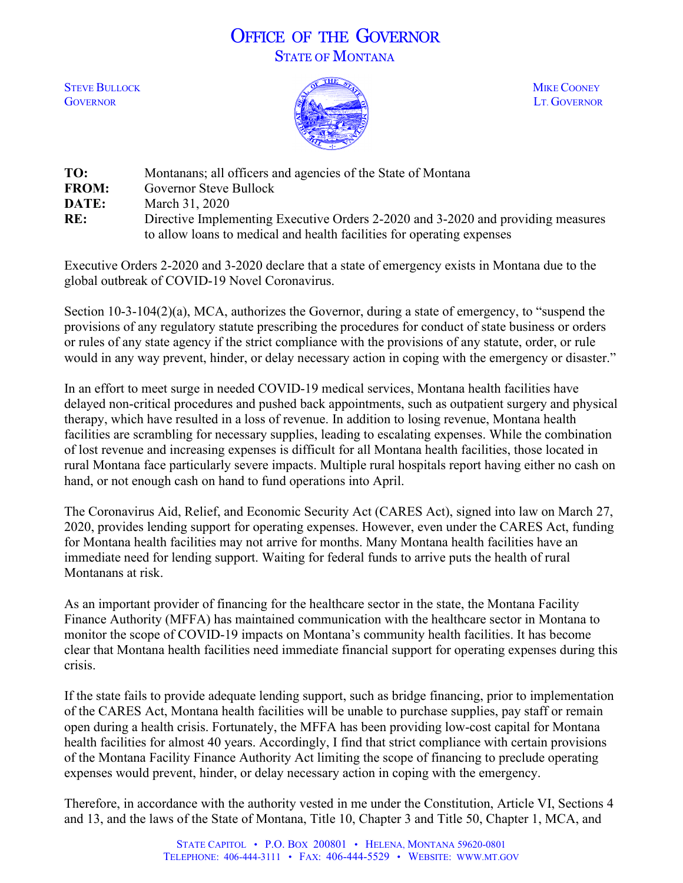# OFFICE OF THE GOVERNOR

## STATE OF MONTANA

STEVE BULLOCK
GOVERNOR

MIKE COONEY
LT. GOVERNOR

| | |
|---|---|
| **TO:** | Montanans; all officers and agencies of the State of Montana |
| **FROM:** | Governor Steve Bullock |
| **DATE:** | March 31, 2020 |
| **RE:** | Directive Implementing Executive Orders 2-2020 and 3-2020 and providing measures to allow loans to medical and health facilities for operating expenses |

Executive Orders 2-2020 and 3-2020 declare that a state of emergency exists in Montana due to the global outbreak of COVID-19 Novel Coronavirus.

Section 10-3-104(2)(a), MCA, authorizes the Governor, during a state of emergency, to "suspend the provisions of any regulatory statute prescribing the procedures for conduct of state business or orders or rules of any state agency if the strict compliance with the provisions of any statute, order, or rule would in any way prevent, hinder, or delay necessary action in coping with the emergency or disaster."

In an effort to meet surge in needed COVID-19 medical services, Montana health facilities have delayed non-critical procedures and pushed back appointments, such as outpatient surgery and physical therapy, which have resulted in a loss of revenue. In addition to losing revenue, Montana health facilities are scrambling for necessary supplies, leading to escalating expenses. While the combination of lost revenue and increasing expenses is difficult for all Montana health facilities, those located in rural Montana face particularly severe impacts. Multiple rural hospitals report having either no cash on hand, or not enough cash on hand to fund operations into April.

The Coronavirus Aid, Relief, and Economic Security Act (CARES Act), signed into law on March 27, 2020, provides lending support for operating expenses. However, even under the CARES Act, funding for Montana health facilities may not arrive for months. Many Montana health facilities have an immediate need for lending support. Waiting for federal funds to arrive puts the health of rural Montanans at risk.

As an important provider of financing for the healthcare sector in the state, the Montana Facility Finance Authority (MFFA) has maintained communication with the healthcare sector in Montana to monitor the scope of COVID-19 impacts on Montana's community health facilities. It has become clear that Montana health facilities need immediate financial support for operating expenses during this crisis.

If the state fails to provide adequate lending support, such as bridge financing, prior to implementation of the CARES Act, Montana health facilities will be unable to purchase supplies, pay staff or remain open during a health crisis. Fortunately, the MFFA has been providing low-cost capital for Montana health facilities for almost 40 years. Accordingly, I find that strict compliance with certain provisions of the Montana Facility Finance Authority Act limiting the scope of financing to preclude operating expenses would prevent, hinder, or delay necessary action in coping with the emergency.

Therefore, in accordance with the authority vested in me under the Constitution, Article VI, Sections 4 and 13, and the laws of the State of Montana, Title 10, Chapter 3 and Title 50, Chapter 1, MCA, and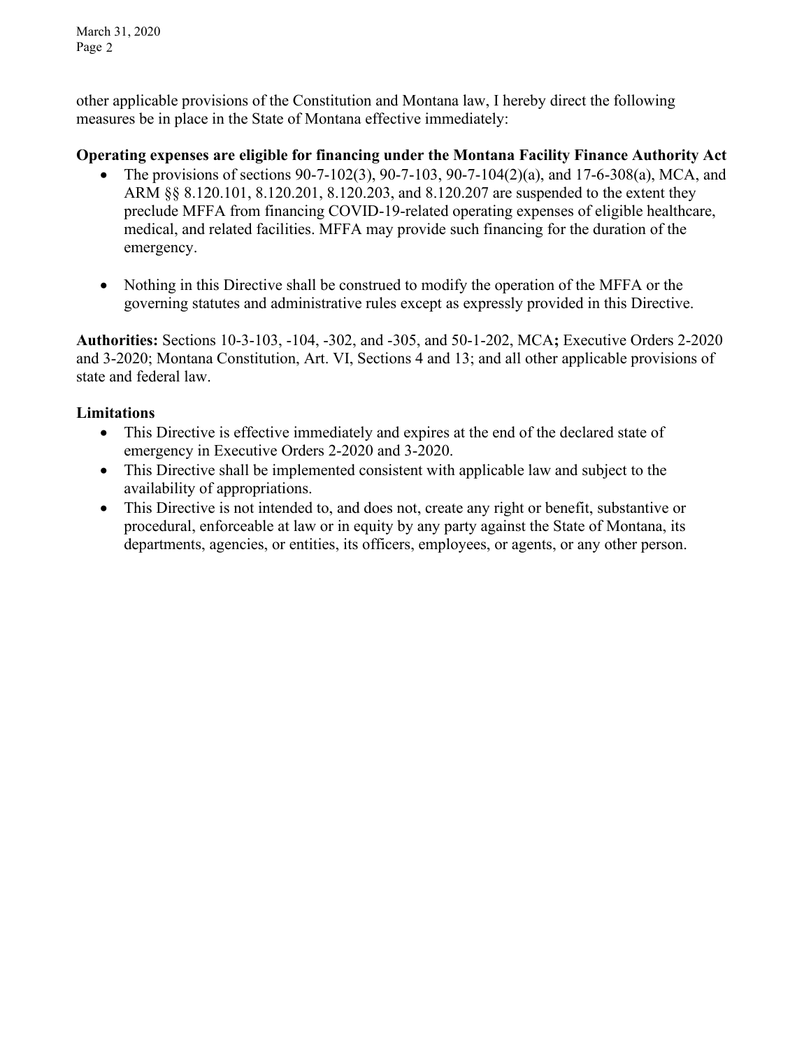other applicable provisions of the Constitution and Montana law, I hereby direct the following measures be in place in the State of Montana effective immediately:

**Operating expenses are eligible for financing under the Montana Facility Finance Authority Act**

- The provisions of sections 90-7-102(3), 90-7-103, 90-7-104(2)(a), and 17-6-308(a), MCA, and ARM §§ 8.120.101, 8.120.201, 8.120.203, and 8.120.207 are suspended to the extent they preclude MFFA from financing COVID-19-related operating expenses of eligible healthcare, medical, and related facilities. MFFA may provide such financing for the duration of the emergency.

- Nothing in this Directive shall be construed to modify the operation of the MFFA or the governing statutes and administrative rules except as expressly provided in this Directive.

**Authorities:** Sections 10-3-103, -104, -302, and -305, and 50-1-202, MCA**;** Executive Orders 2-2020 and 3-2020; Montana Constitution, Art. VI, Sections 4 and 13; and all other applicable provisions of state and federal law.

**Limitations**

- This Directive is effective immediately and expires at the end of the declared state of emergency in Executive Orders 2-2020 and 3-2020.
- This Directive shall be implemented consistent with applicable law and subject to the availability of appropriations.
- This Directive is not intended to, and does not, create any right or benefit, substantive or procedural, enforceable at law or in equity by any party against the State of Montana, its departments, agencies, or entities, its officers, employees, or agents, or any other person.